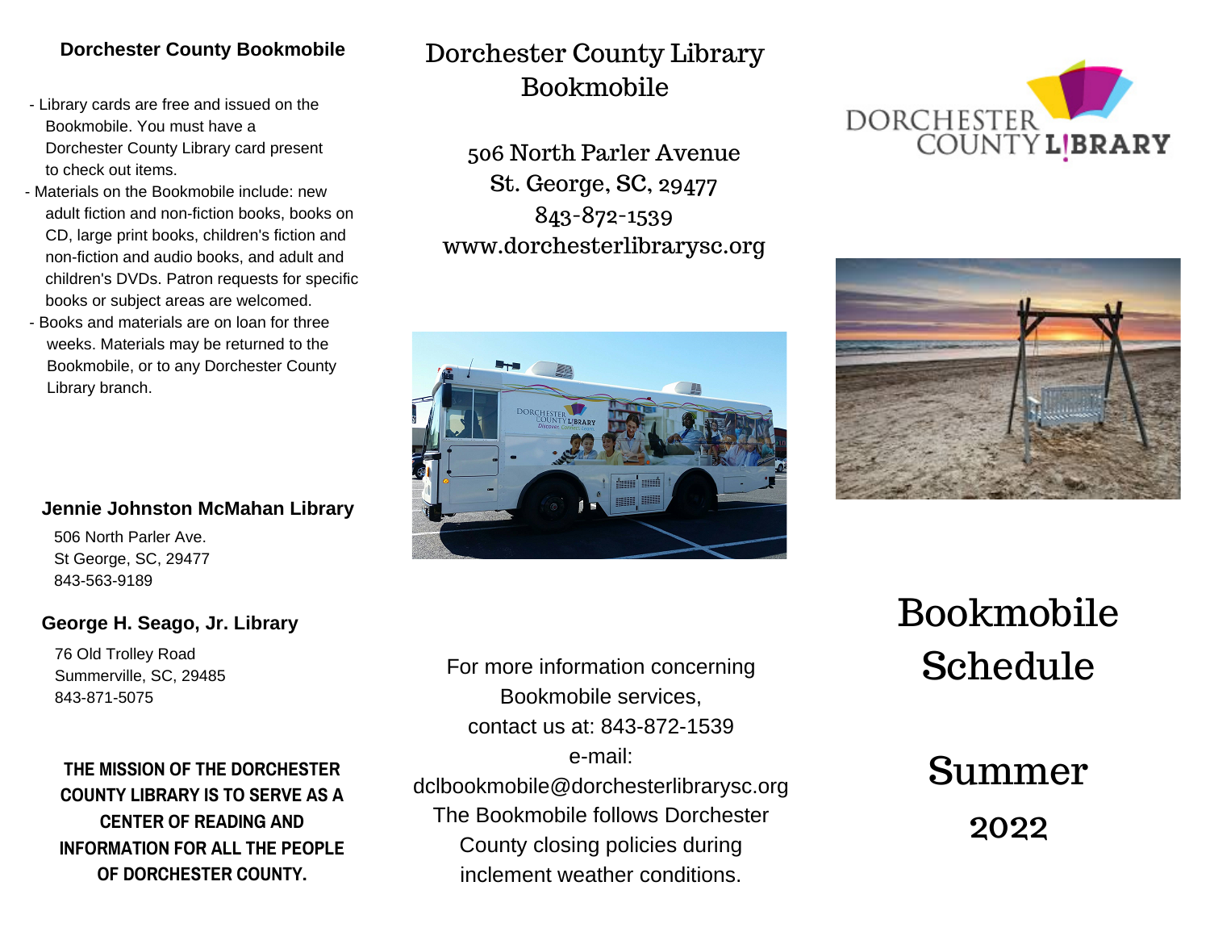### Dorchester County Bookmobile

- Library cards are free and issued on the Bookmobile. You must have a Dorchester County Library card present to check out items.
- Materials on the Bookmobile include: new adult fiction and non-fiction books, books on CD, large print books, children's fiction and non-fiction and audio books, and adult and children's DVDs. Patron requests for specific books or subject areas are welcomed.
- Books and materials are on loan for three weeks. Materials may be returned to the Bookmobile, or to any Dorchester County Library branch.

### Jennie Johnston McMahan Library

506 North Parler Ave.
St George, SC, 29477
843-563-9189

### George H. Seago, Jr. Library

76 Old Trolley Road
Summerville, SC, 29485
843-871-5075

**THE MISSION OF THE DORCHESTER COUNTY LIBRARY IS TO SERVE AS A CENTER OF READING AND INFORMATION FOR ALL THE PEOPLE OF DORCHESTER COUNTY.**

## Dorchester County Library Bookmobile

506 North Parler Avenue
St. George, SC, 29477
843-872-1539
www.dorchesterlibrarysc.org

For more information concerning Bookmobile services, contact us at: 843-872-1539
e-mail: dclbookmobile@dorchesterlibrarysc.org
The Bookmobile follows Dorchester County closing policies during inclement weather conditions.

DORCHESTER COUNTY LIBRARY

# Bookmobile Schedule

## Summer 2022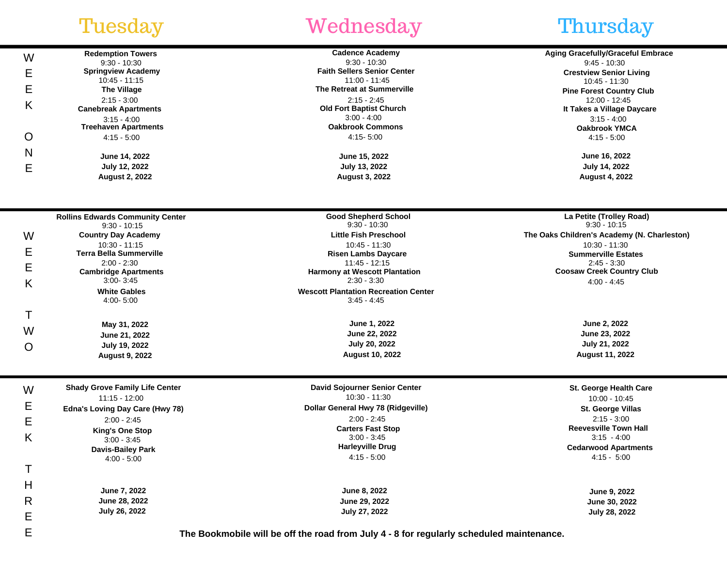| | Tuesday | Wednesday | Thursday |
|---|---|---|---|
| WEEK ONE | **Redemption Towers**<br>9:30 - 10:30<br>**Springview Academy**<br>10:45 - 11:15<br>**The Village**<br>2:15 - 3:00<br>**Canebreak Apartments**<br>3:15 - 4:00<br>**Treehaven Apartments**<br>4:15 - 5:00<br><br>**June 14, 2022**<br>**July 12, 2022**<br>**August 2, 2022** | **Cadence Academy**<br>9:30 - 10:30<br>**Faith Sellers Senior Center**<br>11:00 - 11:45<br>**The Retreat at Summerville**<br>2:15 - 2:45<br>**Old Fort Baptist Church**<br>3:00 - 4:00<br>**Oakbrook Commons**<br>4:15- 5:00<br><br>**June 15, 2022**<br>**July 13, 2022**<br>**August 3, 2022** | **Aging Gracefully/Graceful Embrace**<br>9:45 - 10:30<br>**Crestview Senior Living**<br>10:45 - 11:30<br>**Pine Forest Country Club**<br>12:00 - 12:45<br>**It Takes a Village Daycare**<br>3:15 - 4:00<br>**Oakbrook YMCA**<br>4:15 - 5:00<br><br>**June 16, 2022**<br>**July 14, 2022**<br>**August 4, 2022** |
| WEEK TWO | **Rollins Edwards Community Center**<br>9:30 - 10:15<br>**Country Day Academy**<br>10:30 - 11:15<br>**Terra Bella Summerville**<br>2:00 - 2:30<br>**Cambridge Apartments**<br>3:00- 3:45<br>**White Gables**<br>4:00- 5:00<br><br>**May 31, 2022**<br>**June 21, 2022**<br>**July 19, 2022**<br>**August 9, 2022** | **Good Shepherd School**<br>9:30 - 10:30<br>**Little Fish Preschool**<br>10:45 - 11:30<br>**Risen Lambs Daycare**<br>11:45 - 12:15<br>**Harmony at Wescott Plantation**<br>2:30 - 3:30<br>**Wescott Plantation Recreation Center**<br>3:45 - 4:45<br><br>**June 1, 2022**<br>**June 22, 2022**<br>**July 20, 2022**<br>**August 10, 2022** | **La Petite (Trolley Road)**<br>9:30 - 10:15<br>**The Oaks Children's Academy (N. Charleston)**<br>10:30 - 11:30<br>**Summerville Estates**<br>2:45 - 3:30<br>**Coosaw Creek Country Club**<br>4:00 - 4:45<br><br>**June 2, 2022**<br>**June 23, 2022**<br>**July 21, 2022**<br>**August 11, 2022** |
| WEEK THREE | **Shady Grove Family Life Center**<br>11:15 - 12:00<br>**Edna's Loving Day Care (Hwy 78)**<br>2:00 - 2:45<br>**King's One Stop**<br>3:00 - 3:45<br>**Davis-Bailey Park**<br>4:00 - 5:00<br><br>**June 7, 2022**<br>**June 28, 2022**<br>**July 26, 2022** | **David Sojourner Senior Center**<br>10:30 - 11:30<br>**Dollar General Hwy 78 (Ridgeville)**<br>2:00 - 2:45<br>**Carters Fast Stop**<br>3:00 - 3:45<br>**Harleyville Drug**<br>4:15 - 5:00<br><br>**June 8, 2022**<br>**June 29, 2022**<br>**July 27, 2022** | **St. George Health Care**<br>10:00 - 10:45<br>**St. George Villas**<br>2:15 - 3:00<br>**Reevesville Town Hall**<br>3:15 - 4:00<br>**Cedarwood Apartments**<br>4:15 - 5:00<br><br>**June 9, 2022**<br>**June 30, 2022**<br>**July 28, 2022** |

**The Bookmobile will be off the road from July 4 - 8 for regularly scheduled maintenance.**